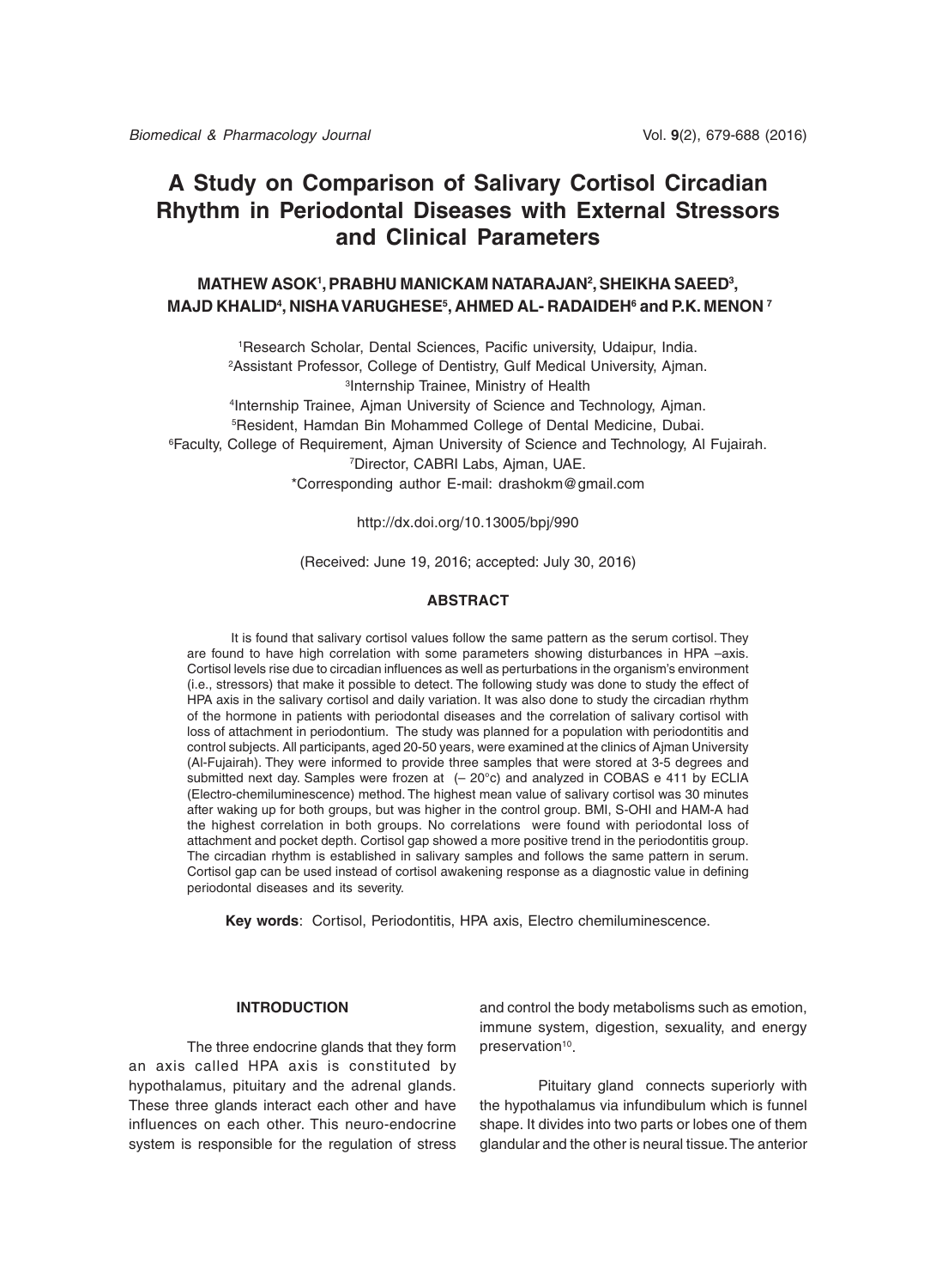# A Study on Comparison of Salivary Cortisol Circadian Rhythm in Periodontal Diseases with External Stressors and Clinical Parameters

**MATHEW ASOK[1], PRABHU MANICKAM NATARAJAN[2], SHEIKHA SAEED[3], MAJD KHALID[4], NISHA VARUGHESE[5], AHMED AL- RADAIDEH[6] and P.K. MENON [7]**

[1]Research Scholar, Dental Sciences, Pacific university, Udaipur, India.
[2]Assistant Professor, College of Dentistry, Gulf Medical University, Ajman.
[3]Internship Trainee, Ministry of Health
[4]Internship Trainee, Ajman University of Science and Technology, Ajman.
[5]Resident, Hamdan Bin Mohammed College of Dental Medicine, Dubai.
[6]Faculty, College of Requirement, Ajman University of Science and Technology, Al Fujairah.
[7]Director, CABRI Labs, Ajman, UAE.
*Corresponding author E-mail: drashokm@gmail.com

http://dx.doi.org/10.13005/bpj/990

(Received: June 19, 2016; accepted: July 30, 2016)

## ABSTRACT

It is found that salivary cortisol values follow the same pattern as the serum cortisol. They are found to have high correlation with some parameters showing disturbances in HPA –axis. Cortisol levels rise due to circadian influences as well as perturbations in the organism's environment (i.e., stressors) that make it possible to detect. The following study was done to study the effect of HPA axis in the salivary cortisol and daily variation. It was also done to study the circadian rhythm of the hormone in patients with periodontal diseases and the correlation of salivary cortisol with loss of attachment in periodontium. The study was planned for a population with periodontitis and control subjects. All participants, aged 20-50 years, were examined at the clinics of Ajman University (Al-Fujairah). They were informed to provide three samples that were stored at 3-5 degrees and submitted next day. Samples were frozen at (– 20°c) and analyzed in COBAS e 411 by ECLIA (Electro-chemiluminescence) method. The highest mean value of salivary cortisol was 30 minutes after waking up for both groups, but was higher in the control group. BMI, S-OHI and HAM-A had the highest correlation in both groups. No correlations were found with periodontal loss of attachment and pocket depth. Cortisol gap showed a more positive trend in the periodontitis group. The circadian rhythm is established in salivary samples and follows the same pattern in serum. Cortisol gap can be used instead of cortisol awakening response as a diagnostic value in defining periodontal diseases and its severity.

**Key words**: Cortisol, Periodontitis, HPA axis, Electro chemiluminescence.

## INTRODUCTION

The three endocrine glands that they form an axis called HPA axis is constituted by hypothalamus, pituitary and the adrenal glands. These three glands interact each other and have influences on each other. This neuro-endocrine system is responsible for the regulation of stress and control the body metabolisms such as emotion, immune system, digestion, sexuality, and energy preservation[10].

Pituitary gland connects superiorly with the hypothalamus via infundibulum which is funnel shape. It divides into two parts or lobes one of them glandular and the other is neural tissue. The anterior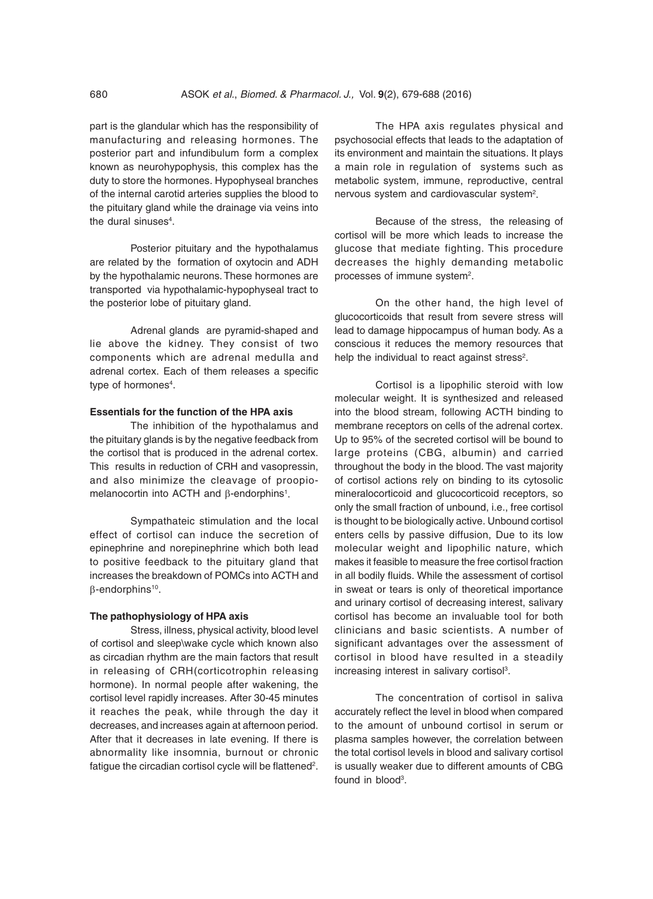part is the glandular which has the responsibility of manufacturing and releasing hormones. The posterior part and infundibulum form a complex known as neurohypophysis, this complex has the duty to store the hormones. Hypophyseal branches of the internal carotid arteries supplies the blood to the pituitary gland while the drainage via veins into the dural sinuses[4].

Posterior pituitary and the hypothalamus are related by the formation of oxytocin and ADH by the hypothalamic neurons. These hormones are transported via hypothalamic-hypophyseal tract to the posterior lobe of pituitary gland.

Adrenal glands are pyramid-shaped and lie above the kidney. They consist of two components which are adrenal medulla and adrenal cortex. Each of them releases a specific type of hormones[4].

### Essentials for the function of the HPA axis

The inhibition of the hypothalamus and the pituitary glands is by the negative feedback from the cortisol that is produced in the adrenal cortex. This results in reduction of CRH and vasopressin, and also minimize the cleavage of proopio-melanocortin into ACTH and β-endorphins[1].

Sympathateic stimulation and the local effect of cortisol can induce the secretion of epinephrine and norepinephrine which both lead to positive feedback to the pituitary gland that increases the breakdown of POMCs into ACTH and β-endorphins[10].

### The pathophysiology of HPA axis

Stress, illness, physical activity, blood level of cortisol and sleep\wake cycle which known also as circadian rhythm are the main factors that result in releasing of CRH(corticotrophin releasing hormone). In normal people after wakening, the cortisol level rapidly increases. After 30-45 minutes it reaches the peak, while through the day it decreases, and increases again at afternoon period. After that it decreases in late evening. If there is abnormality like insomnia, burnout or chronic fatigue the circadian cortisol cycle will be flattened[2].

The HPA axis regulates physical and psychosocial effects that leads to the adaptation of its environment and maintain the situations. It plays a main role in regulation of systems such as metabolic system, immune, reproductive, central nervous system and cardiovascular system[2].

Because of the stress, the releasing of cortisol will be more which leads to increase the glucose that mediate fighting. This procedure decreases the highly demanding metabolic processes of immune system[2].

On the other hand, the high level of glucocorticoids that result from severe stress will lead to damage hippocampus of human body. As a conscious it reduces the memory resources that help the individual to react against stress[2].

Cortisol is a lipophilic steroid with low molecular weight. It is synthesized and released into the blood stream, following ACTH binding to membrane receptors on cells of the adrenal cortex. Up to 95% of the secreted cortisol will be bound to large proteins (CBG, albumin) and carried throughout the body in the blood. The vast majority of cortisol actions rely on binding to its cytosolic mineralocorticoid and glucocorticoid receptors, so only the small fraction of unbound, i.e., free cortisol is thought to be biologically active. Unbound cortisol enters cells by passive diffusion, Due to its low molecular weight and lipophilic nature, which makes it feasible to measure the free cortisol fraction in all bodily fluids. While the assessment of cortisol in sweat or tears is only of theoretical importance and urinary cortisol of decreasing interest, salivary cortisol has become an invaluable tool for both clinicians and basic scientists. A number of significant advantages over the assessment of cortisol in blood have resulted in a steadily increasing interest in salivary cortisol[3].

The concentration of cortisol in saliva accurately reflect the level in blood when compared to the amount of unbound cortisol in serum or plasma samples however, the correlation between the total cortisol levels in blood and salivary cortisol is usually weaker due to different amounts of CBG found in blood[3].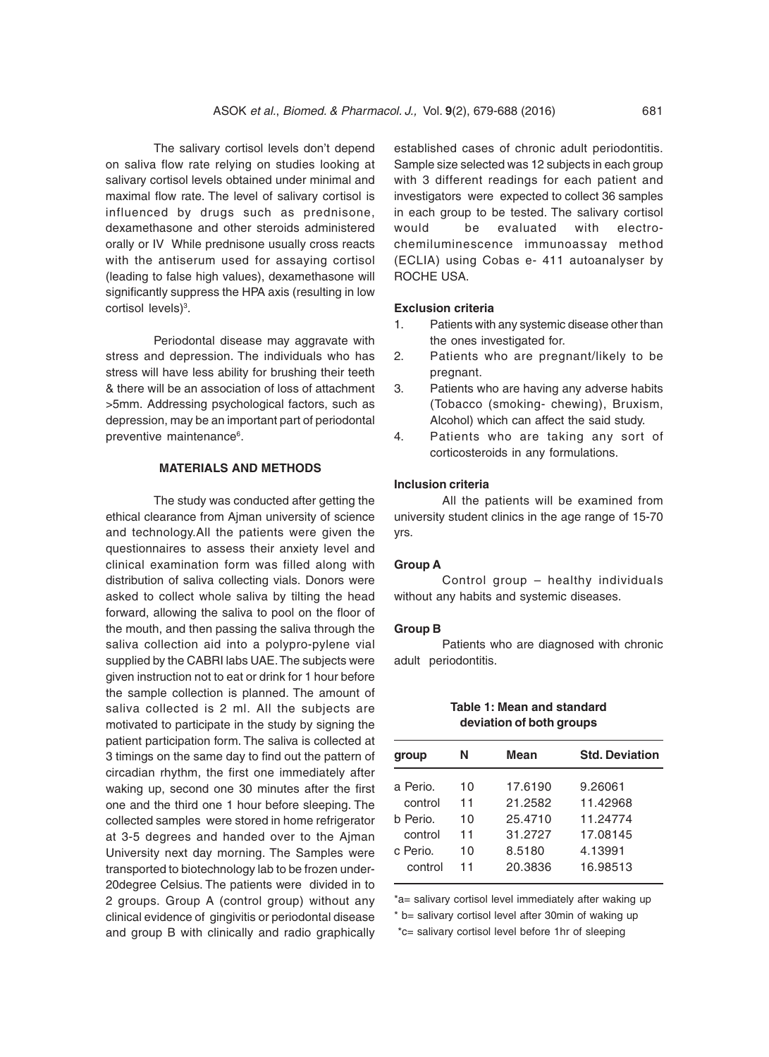The salivary cortisol levels don't depend on saliva flow rate relying on studies looking at salivary cortisol levels obtained under minimal and maximal flow rate. The level of salivary cortisol is influenced by drugs such as prednisone, dexamethasone and other steroids administered orally or IV While prednisone usually cross reacts with the antiserum used for assaying cortisol (leading to false high values), dexamethasone will significantly suppress the HPA axis (resulting in low cortisol levels)[3].

Periodontal disease may aggravate with stress and depression. The individuals who has stress will have less ability for brushing their teeth & there will be an association of loss of attachment >5mm. Addressing psychological factors, such as depression, may be an important part of periodontal preventive maintenance[6].

## MATERIALS AND METHODS

The study was conducted after getting the ethical clearance from Ajman university of science and technology.All the patients were given the questionnaires to assess their anxiety level and clinical examination form was filled along with distribution of saliva collecting vials. Donors were asked to collect whole saliva by tilting the head forward, allowing the saliva to pool on the floor of the mouth, and then passing the saliva through the saliva collection aid into a polypro-pylene vial supplied by the CABRI labs UAE.The subjects were given instruction not to eat or drink for 1 hour before the sample collection is planned. The amount of saliva collected is 2 ml. All the subjects are motivated to participate in the study by signing the patient participation form. The saliva is collected at 3 timings on the same day to find out the pattern of circadian rhythm, the first one immediately after waking up, second one 30 minutes after the first one and the third one 1 hour before sleeping. The collected samples were stored in home refrigerator at 3-5 degrees and handed over to the Ajman University next day morning. The Samples were transported to biotechnology lab to be frozen under-20degree Celsius. The patients were divided in to 2 groups. Group A (control group) without any clinical evidence of gingivitis or periodontal disease and group B with clinically and radio graphically established cases of chronic adult periodontitis. Sample size selected was 12 subjects in each group with 3 different readings for each patient and investigators were expected to collect 36 samples in each group to be tested. The salivary cortisol would be evaluated with electro-chemiluminescence immunoassay method (ECLIA) using Cobas e- 411 autoanalyser by ROCHE USA.

### Exclusion criteria

1. Patients with any systemic disease other than the ones investigated for.
2. Patients who are pregnant/likely to be pregnant.
3. Patients who are having any adverse habits (Tobacco (smoking- chewing), Bruxism, Alcohol) which can affect the said study.
4. Patients who are taking any sort of corticosteroids in any formulations.

### Inclusion criteria

All the patients will be examined from university student clinics in the age range of 15-70 yrs.

### Group A

Control group – healthy individuals without any habits and systemic diseases.

### Group B

Patients who are diagnosed with chronic adult periodontitis.

**Table 1: Mean and standard deviation of both groups**

| group | N | Mean | Std. Deviation |
|---|---|---|---|
| a Perio. | 10 | 17.6190 | 9.26061 |
| control | 11 | 21.2582 | 11.42968 |
| b Perio. | 10 | 25.4710 | 11.24774 |
| control | 11 | 31.2727 | 17.08145 |
| c Perio. | 10 | 8.5180 | 4.13991 |
| control | 11 | 20.3836 | 16.98513 |

*a= salivary cortisol level immediately after waking up

* b= salivary cortisol level after 30min of waking up

*c= salivary cortisol level before 1hr of sleeping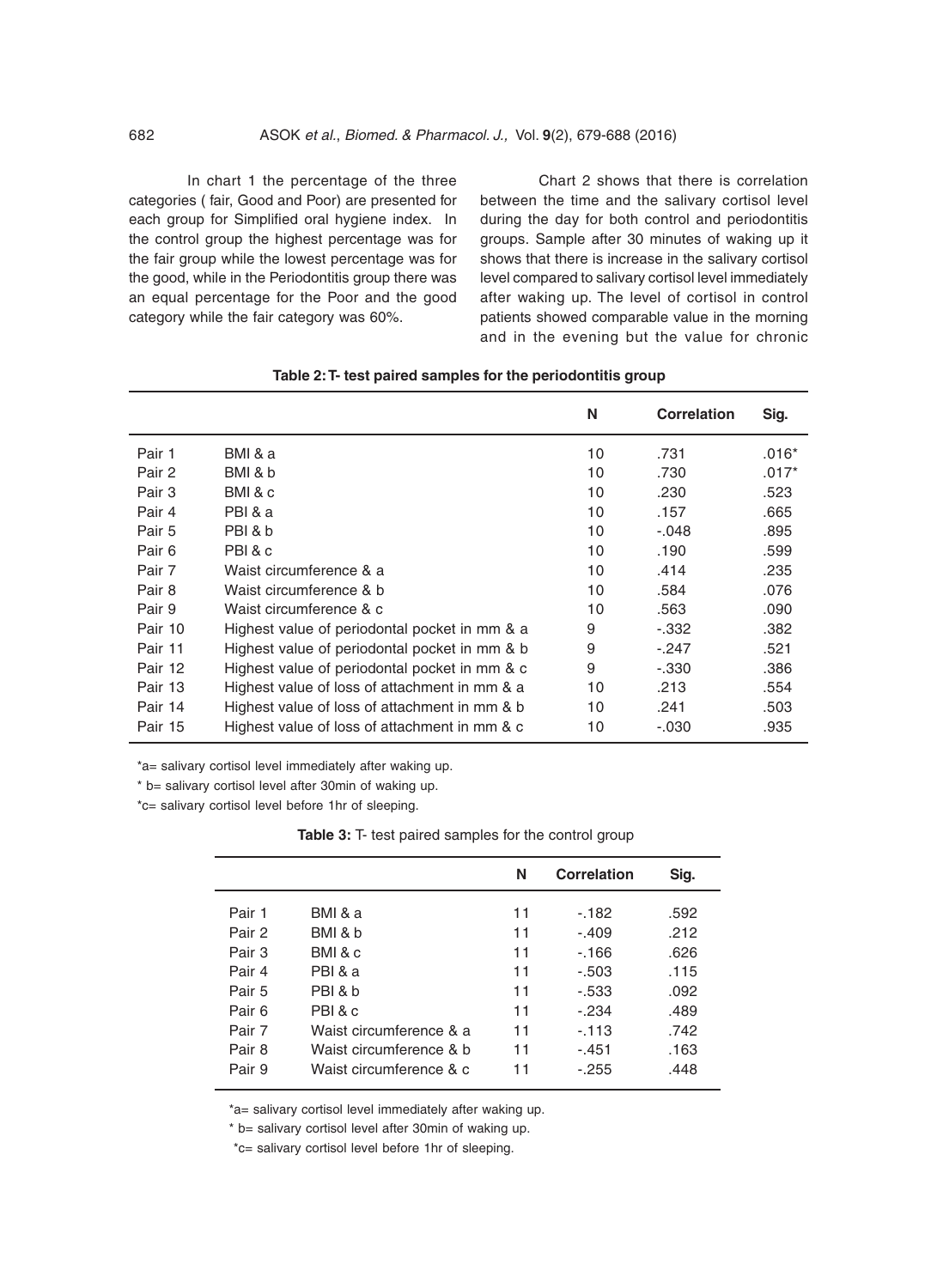In chart 1 the percentage of the three categories ( fair, Good and Poor) are presented for each group for Simplified oral hygiene index. In the control group the highest percentage was for the fair group while the lowest percentage was for the good, while in the Periodontitis group there was an equal percentage for the Poor and the good category while the fair category was 60%.

Chart 2 shows that there is correlation between the time and the salivary cortisol level during the day for both control and periodontitis groups. Sample after 30 minutes of waking up it shows that there is increase in the salivary cortisol level compared to salivary cortisol level immediately after waking up. The level of cortisol in control patients showed comparable value in the morning and in the evening but the value for chronic

**Table 2: T- test paired samples for the periodontitis group**

| | | N | Correlation | Sig. |
|---|---|---|---|---|
| Pair 1 | BMI & a | 10 | .731 | .016* |
| Pair 2 | BMI & b | 10 | .730 | .017* |
| Pair 3 | BMI & c | 10 | .230 | .523 |
| Pair 4 | PBI & a | 10 | .157 | .665 |
| Pair 5 | PBI & b | 10 | -.048 | .895 |
| Pair 6 | PBI & c | 10 | .190 | .599 |
| Pair 7 | Waist circumference & a | 10 | .414 | .235 |
| Pair 8 | Waist circumference & b | 10 | .584 | .076 |
| Pair 9 | Waist circumference & c | 10 | .563 | .090 |
| Pair 10 | Highest value of periodontal pocket in mm & a | 9 | -.332 | .382 |
| Pair 11 | Highest value of periodontal pocket in mm & b | 9 | -.247 | .521 |
| Pair 12 | Highest value of periodontal pocket in mm & c | 9 | -.330 | .386 |
| Pair 13 | Highest value of loss of attachment in mm & a | 10 | .213 | .554 |
| Pair 14 | Highest value of loss of attachment in mm & b | 10 | .241 | .503 |
| Pair 15 | Highest value of loss of attachment in mm & c | 10 | -.030 | .935 |

*a= salivary cortisol level immediately after waking up.

* b= salivary cortisol level after 30min of waking up.

*c= salivary cortisol level before 1hr of sleeping.

**Table 3:** T- test paired samples for the control group

| | | N | Correlation | Sig. |
|---|---|---|---|---|
| Pair 1 | BMI & a | 11 | -.182 | .592 |
| Pair 2 | BMI & b | 11 | -.409 | .212 |
| Pair 3 | BMI & c | 11 | -.166 | .626 |
| Pair 4 | PBI & a | 11 | -.503 | .115 |
| Pair 5 | PBI & b | 11 | -.533 | .092 |
| Pair 6 | PBI & c | 11 | -.234 | .489 |
| Pair 7 | Waist circumference & a | 11 | -.113 | .742 |
| Pair 8 | Waist circumference & b | 11 | -.451 | .163 |
| Pair 9 | Waist circumference & c | 11 | -.255 | .448 |

*a= salivary cortisol level immediately after waking up.

* b= salivary cortisol level after 30min of waking up.

*c= salivary cortisol level before 1hr of sleeping.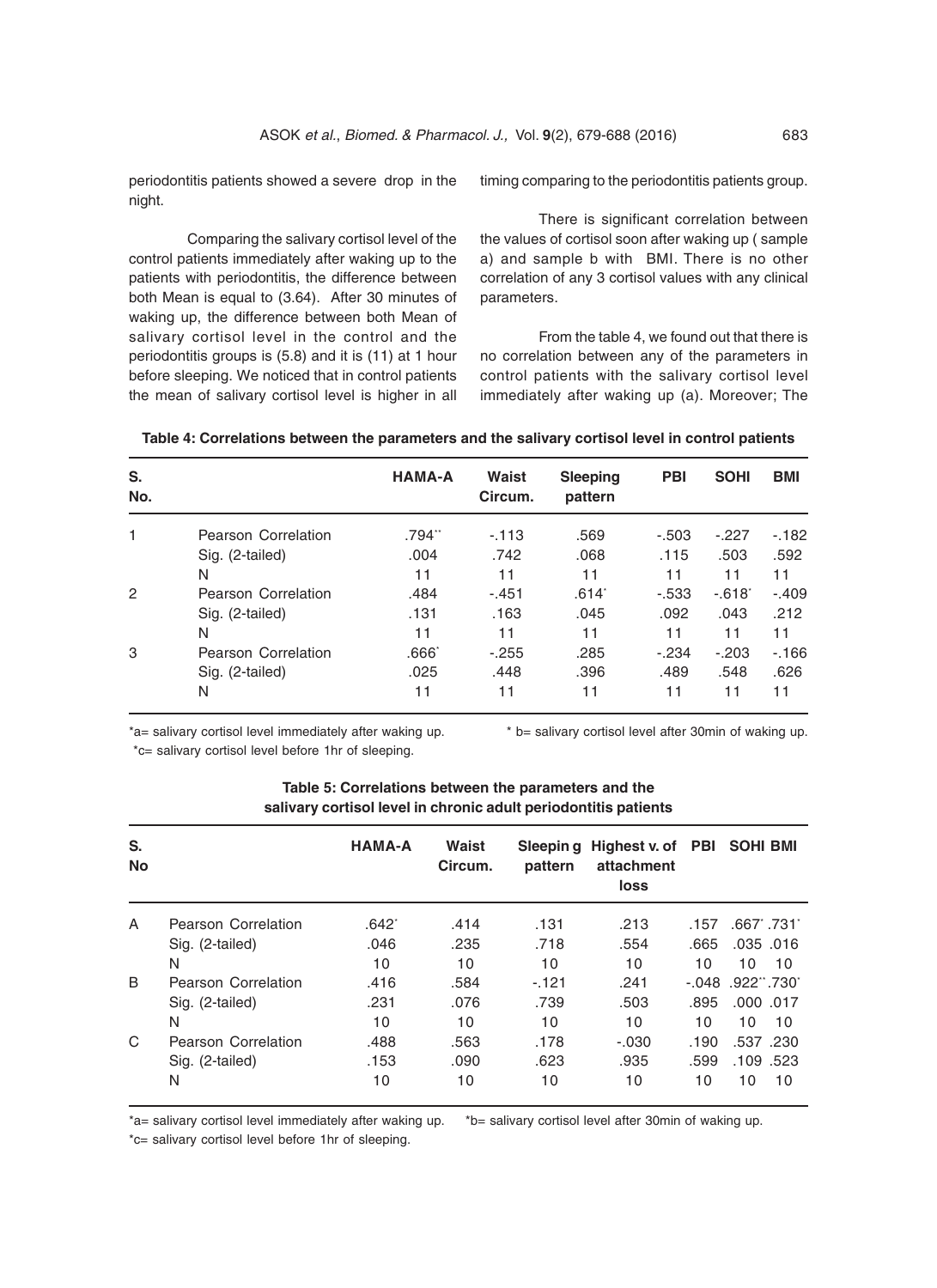periodontitis patients showed a severe drop in the night.

Comparing the salivary cortisol level of the control patients immediately after waking up to the patients with periodontitis, the difference between both Mean is equal to (3.64). After 30 minutes of waking up, the difference between both Mean of salivary cortisol level in the control and the periodontitis groups is (5.8) and it is (11) at 1 hour before sleeping. We noticed that in control patients the mean of salivary cortisol level is higher in all timing comparing to the periodontitis patients group.

There is significant correlation between the values of cortisol soon after waking up ( sample a) and sample b with BMI. There is no other correlation of any 3 cortisol values with any clinical parameters.

From the table 4, we found out that there is no correlation between any of the parameters in control patients with the salivary cortisol level immediately after waking up (a). Moreover; The

**Table 4: Correlations between the parameters and the salivary cortisol level in control patients**

| S. No. | | HAMA-A | Waist Circum. | Sleeping pattern | PBI | SOHI | BMI |
|---|---|---|---|---|---|---|---|
| 1 | Pearson Correlation | .794** | -.113 | .569 | -.503 | -.227 | -.182 |
| | Sig. (2-tailed) | .004 | .742 | .068 | .115 | .503 | .592 |
| | N | 11 | 11 | 11 | 11 | 11 | 11 |
| 2 | Pearson Correlation | .484 | -.451 | .614* | -.533 | -.618* | -.409 |
| | Sig. (2-tailed) | .131 | .163 | .045 | .092 | .043 | .212 |
| | N | 11 | 11 | 11 | 11 | 11 | 11 |
| 3 | Pearson Correlation | .666* | -.255 | .285 | -.234 | -.203 | -.166 |
| | Sig. (2-tailed) | .025 | .448 | .396 | .489 | .548 | .626 |
| | N | 11 | 11 | 11 | 11 | 11 | 11 |

*a= salivary cortisol level immediately after waking up. * b= salivary cortisol level after 30min of waking up. *c= salivary cortisol level before 1hr of sleeping.

**Table 5: Correlations between the parameters and the salivary cortisol level in chronic adult periodontitis patients**

| S. No | | HAMA-A | Waist Circum. | Sleeping pattern | Highest v. of attachment loss | PBI | SOHI | BMI |
|---|---|---|---|---|---|---|---|---|
| A | Pearson Correlation | .642* | .414 | .131 | .213 | .157 | .667* | .731* |
| | Sig. (2-tailed) | .046 | .235 | .718 | .554 | .665 | .035 | .016 |
| | N | 10 | 10 | 10 | 10 | 10 | 10 | 10 |
| B | Pearson Correlation | .416 | .584 | -.121 | .241 | -.048 | .922** | .730* |
| | Sig. (2-tailed) | .231 | .076 | .739 | .503 | .895 | .000 | .017 |
| | N | 10 | 10 | 10 | 10 | 10 | 10 | 10 |
| C | Pearson Correlation | .488 | .563 | .178 | -.030 | .190 | .537 | .230 |
| | Sig. (2-tailed) | .153 | .090 | .623 | .935 | .599 | .109 | .523 |
| | N | 10 | 10 | 10 | 10 | 10 | 10 | 10 |

*a= salivary cortisol level immediately after waking up. *b= salivary cortisol level after 30min of waking up. *c= salivary cortisol level before 1hr of sleeping.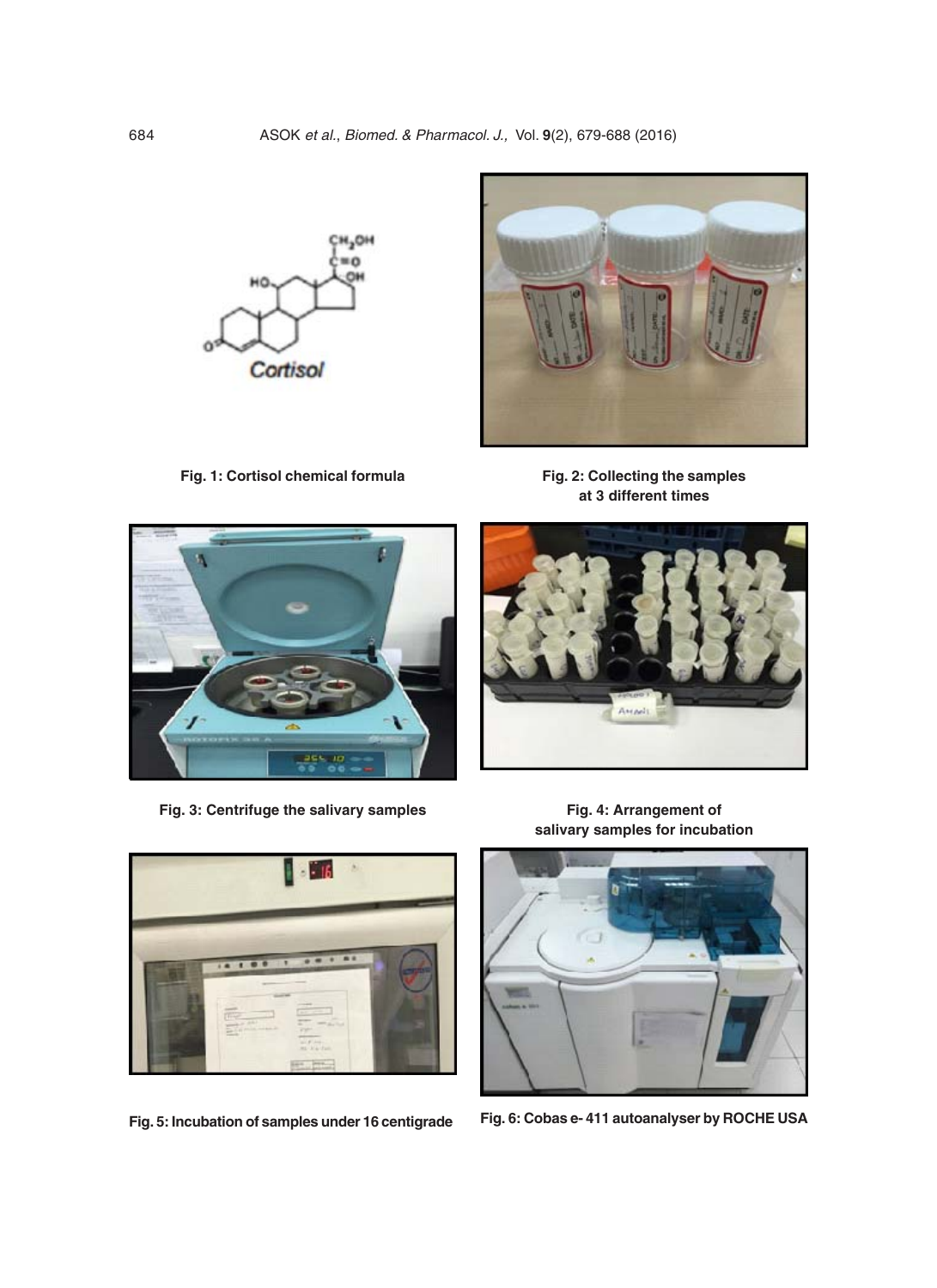**Fig. 1: Cortisol chemical formula**

**Fig. 2: Collecting the samples at 3 different times**

**Fig. 3: Centrifuge the salivary samples**

**Fig. 4: Arrangement of salivary samples for incubation**

**Fig. 5: Incubation of samples under 16 centigrade**

**Fig. 6: Cobas e- 411 autoanalyser by ROCHE USA**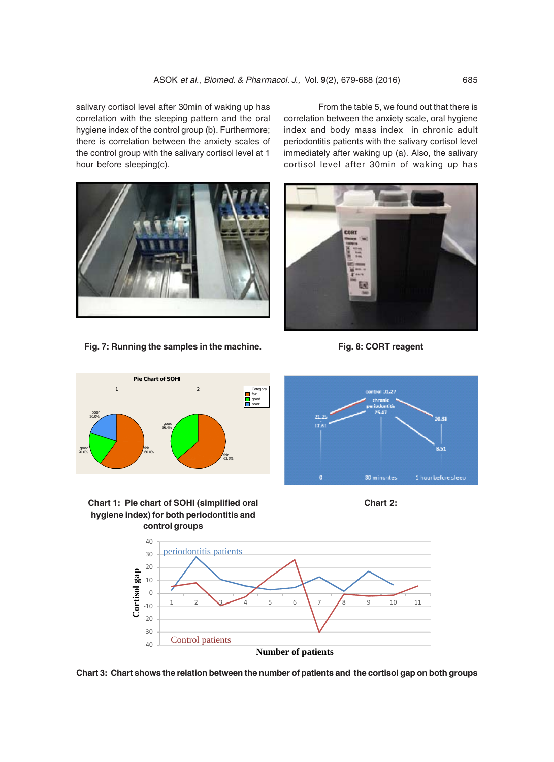salivary cortisol level after 30min of waking up has correlation with the sleeping pattern and the oral hygiene index of the control group (b). Furthermore; there is correlation between the anxiety scales of the control group with the salivary cortisol level at 1 hour before sleeping(c).

From the table 5, we found out that there is correlation between the anxiety scale, oral hygiene index and body mass index in chronic adult periodontitis patients with the salivary cortisol level immediately after waking up (a). Also, the salivary cortisol level after 30min of waking up has

**Fig. 7: Running the samples in the machine.**

**Fig. 8: CORT reagent**

**Chart 1: Pie chart of SOHI (simplified oral hygiene index) for both periodontitis and control groups**

**Chart 2:**

**Chart 3: Chart shows the relation between the number of patients and the cortisol gap on both groups**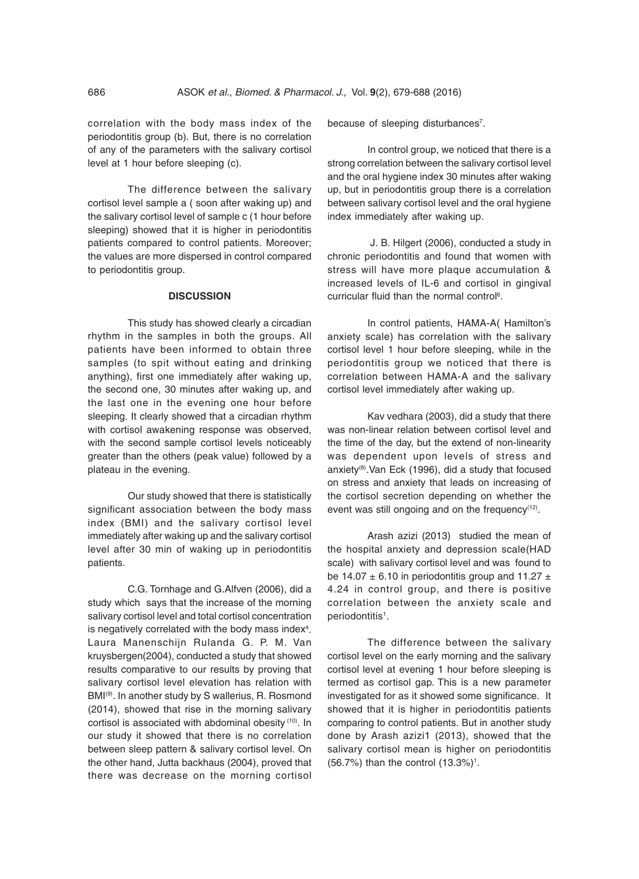correlation with the body mass index of the periodontitis group (b). But, there is no correlation of any of the parameters with the salivary cortisol level at 1 hour before sleeping (c).

The difference between the salivary cortisol level sample a ( soon after waking up) and the salivary cortisol level of sample c (1 hour before sleeping) showed that it is higher in periodontitis patients compared to control patients. Moreover; the values are more dispersed in control compared to periodontitis group.

## DISCUSSION

This study has showed clearly a circadian rhythm in the samples in both the groups. All patients have been informed to obtain three samples (to spit without eating and drinking anything), first one immediately after waking up, the second one, 30 minutes after waking up, and the last one in the evening one hour before sleeping. It clearly showed that a circadian rhythm with cortisol awakening response was observed, with the second sample cortisol levels noticeably greater than the others (peak value) followed by a plateau in the evening.

Our study showed that there is statistically significant association between the body mass index (BMI) and the salivary cortisol level immediately after waking up and the salivary cortisol level after 30 min of waking up in periodontitis patients.

C.G. Tornhage and G.Alfven (2006), did a study which says that the increase of the morning salivary cortisol level and total cortisol concentration is negatively correlated with the body mass index[4]. Laura Manenschijn Rulanda G. P. M. Van kruysbergen(2004), conducted a study that showed results comparative to our results by proving that salivary cortisol level elevation has relation with BMI[9]. In another study by S wallerius, R. Rosmond (2014), showed that rise in the morning salivary cortisol is associated with abdominal obesity [10]. In our study it showed that there is no correlation between sleep pattern & salivary cortisol level. On the other hand, Jutta backhaus (2004), proved that there was decrease on the morning cortisol because of sleeping disturbances[7].

In control group, we noticed that there is a strong correlation between the salivary cortisol level and the oral hygiene index 30 minutes after waking up, but in periodontitis group there is a correlation between salivary cortisol level and the oral hygiene index immediately after waking up.

J. B. Hilgert (2006), conducted a study in chronic periodontitis and found that women with stress will have more plaque accumulation & increased levels of IL-6 and cortisol in gingival curricular fluid than the normal control[6].

In control patients, HAMA-A( Hamilton's anxiety scale) has correlation with the salivary cortisol level 1 hour before sleeping, while in the periodontitis group we noticed that there is correlation between HAMA-A and the salivary cortisol level immediately after waking up.

Kav vedhara (2003), did a study that there was non-linear relation between cortisol level and the time of the day, but the extend of non-linearity was dependent upon levels of stress and anxiety[8].Van Eck (1996), did a study that focused on stress and anxiety that leads on increasing of the cortisol secretion depending on whether the event was still ongoing and on the frequency[12].

Arash azizi (2013) studied the mean of the hospital anxiety and depression scale(HAD scale) with salivary cortisol level and was found to be $14.07 \pm 6.10$ in periodontitis group and $11.27 \pm 4.24$ in control group, and there is positive correlation between the anxiety scale and periodontitis[1].

The difference between the salivary cortisol level on the early morning and the salivary cortisol level at evening 1 hour before sleeping is termed as cortisol gap. This is a new parameter investigated for as it showed some significance. It showed that it is higher in periodontitis patients comparing to control patients. But in another study done by Arash azizi1 (2013), showed that the salivary cortisol mean is higher on periodontitis (56.7%) than the control (13.3%)[1].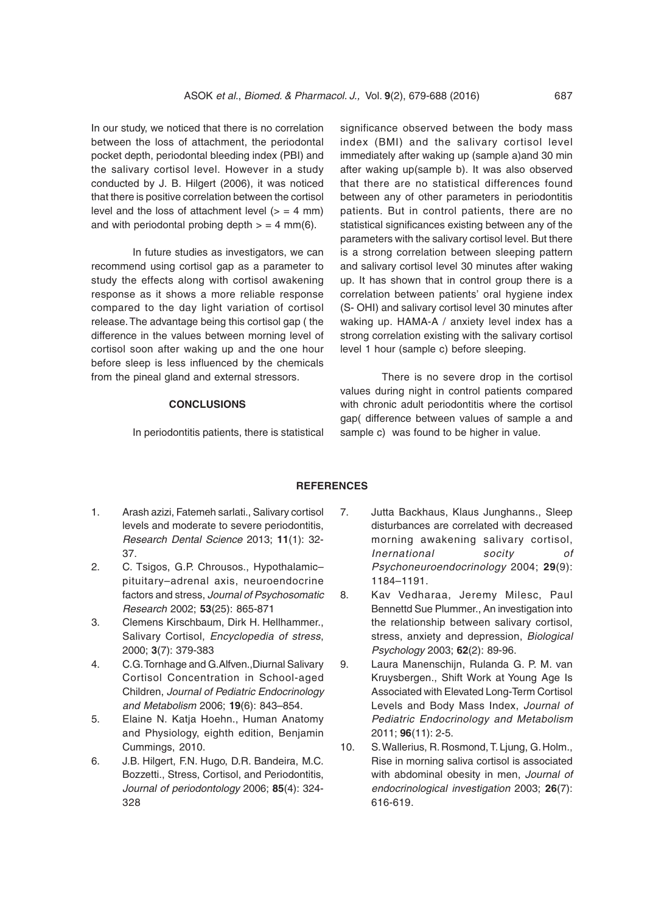In our study, we noticed that there is no correlation between the loss of attachment, the periodontal pocket depth, periodontal bleeding index (PBI) and the salivary cortisol level. However in a study conducted by J. B. Hilgert (2006), it was noticed that there is positive correlation between the cortisol level and the loss of attachment level (> = 4 mm) and with periodontal probing depth > = 4 mm(6).

In future studies as investigators, we can recommend using cortisol gap as a parameter to study the effects along with cortisol awakening response as it shows a more reliable response compared to the day light variation of cortisol release. The advantage being this cortisol gap ( the difference in the values between morning level of cortisol soon after waking up and the one hour before sleep is less influenced by the chemicals from the pineal gland and external stressors.

## CONCLUSIONS

In periodontitis patients, there is statistical significance observed between the body mass index (BMI) and the salivary cortisol level immediately after waking up (sample a)and 30 min after waking up(sample b). It was also observed that there are no statistical differences found between any of other parameters in periodontitis patients. But in control patients, there are no statistical significances existing between any of the parameters with the salivary cortisol level. But there is a strong correlation between sleeping pattern and salivary cortisol level 30 minutes after waking up. It has shown that in control group there is a correlation between patients' oral hygiene index (S- OHI) and salivary cortisol level 30 minutes after waking up. HAMA-A / anxiety level index has a strong correlation existing with the salivary cortisol level 1 hour (sample c) before sleeping.

There is no severe drop in the cortisol values during night in control patients compared with chronic adult periodontitis where the cortisol gap( difference between values of sample a and sample c) was found to be higher in value.

## REFERENCES

1. Arash azizi, Fatemeh sarlati., Salivary cortisol levels and moderate to severe periodontitis, *Research Dental Science* 2013; **11**(1): 32-37.
2. C. Tsigos, G.P. Chrousos., Hypothalamic–pituitary–adrenal axis, neuroendocrine factors and stress, *Journal of Psychosomatic Research* 2002; **53**(25): 865-871
3. Clemens Kirschbaum, Dirk H. Hellhammer., Salivary Cortisol, *Encyclopedia of stress*, 2000; **3**(7): 379-383
4. C.G. Tornhage and G.Alfven.,Diurnal Salivary Cortisol Concentration in School-aged Children, *Journal of Pediatric Endocrinology and Metabolism* 2006; **19**(6): 843–854.
5. Elaine N. Katja Hoehn., Human Anatomy and Physiology, eighth edition, Benjamin Cummings, 2010.
6. J.B. Hilgert, F.N. Hugo, D.R. Bandeira, M.C. Bozzetti., Stress, Cortisol, and Periodontitis, *Journal of periodontology* 2006; **85**(4): 324-328
7. Jutta Backhaus, Klaus Junghanns., Sleep disturbances are correlated with decreased morning awakening salivary cortisol, *Inernational socity of Psychoneuroendocrinology* 2004; **29**(9): 1184–1191.
8. Kav Vedharaa, Jeremy Milesc, Paul Bennettd Sue Plummer., An investigation into the relationship between salivary cortisol, stress, anxiety and depression, *Biological Psychology* 2003; **62**(2): 89-96.
9. Laura Manenschijn, Rulanda G. P. M. van Kruysbergen., Shift Work at Young Age Is Associated with Elevated Long-Term Cortisol Levels and Body Mass Index, *Journal of Pediatric Endocrinology and Metabolism* 2011; **96**(11): 2-5.
10. S. Wallerius, R. Rosmond, T. Ljung, G. Holm., Rise in morning saliva cortisol is associated with abdominal obesity in men, *Journal of endocrinological investigation* 2003; **26**(7): 616-619.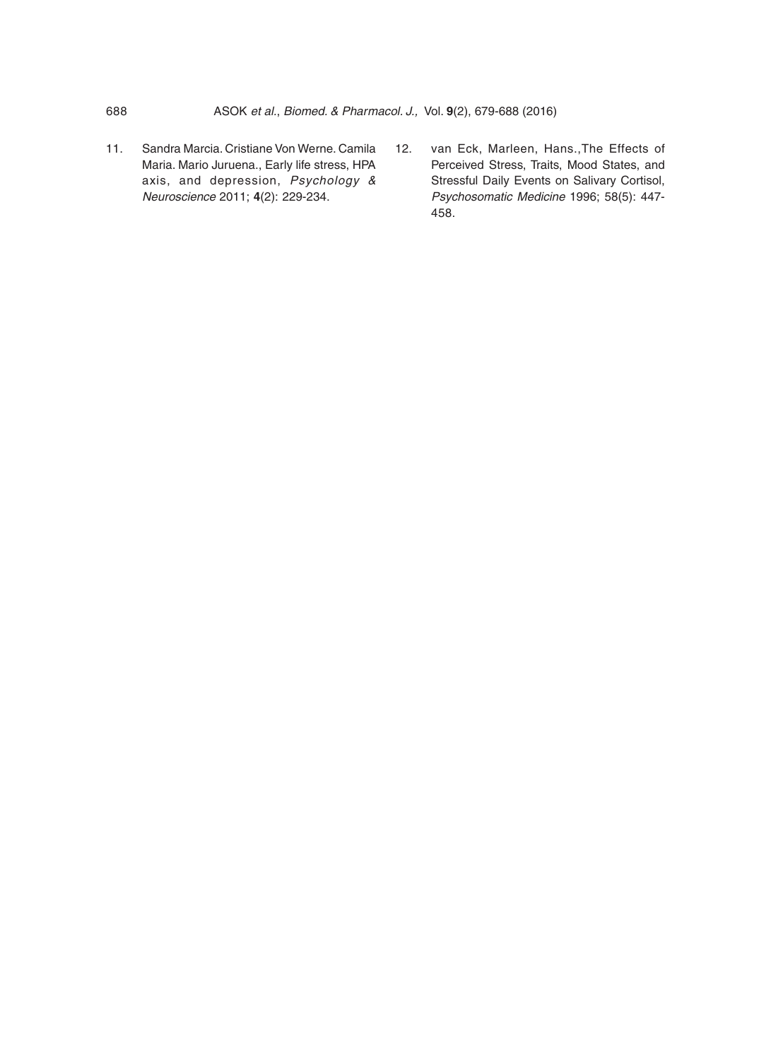11. Sandra Marcia. Cristiane Von Werne. Camila Maria. Mario Juruena., Early life stress, HPA axis, and depression, *Psychology & Neuroscience* 2011; **4**(2): 229-234.

12. van Eck, Marleen, Hans.,The Effects of Perceived Stress, Traits, Mood States, and Stressful Daily Events on Salivary Cortisol, *Psychosomatic Medicine* 1996; 58(5): 447-458.